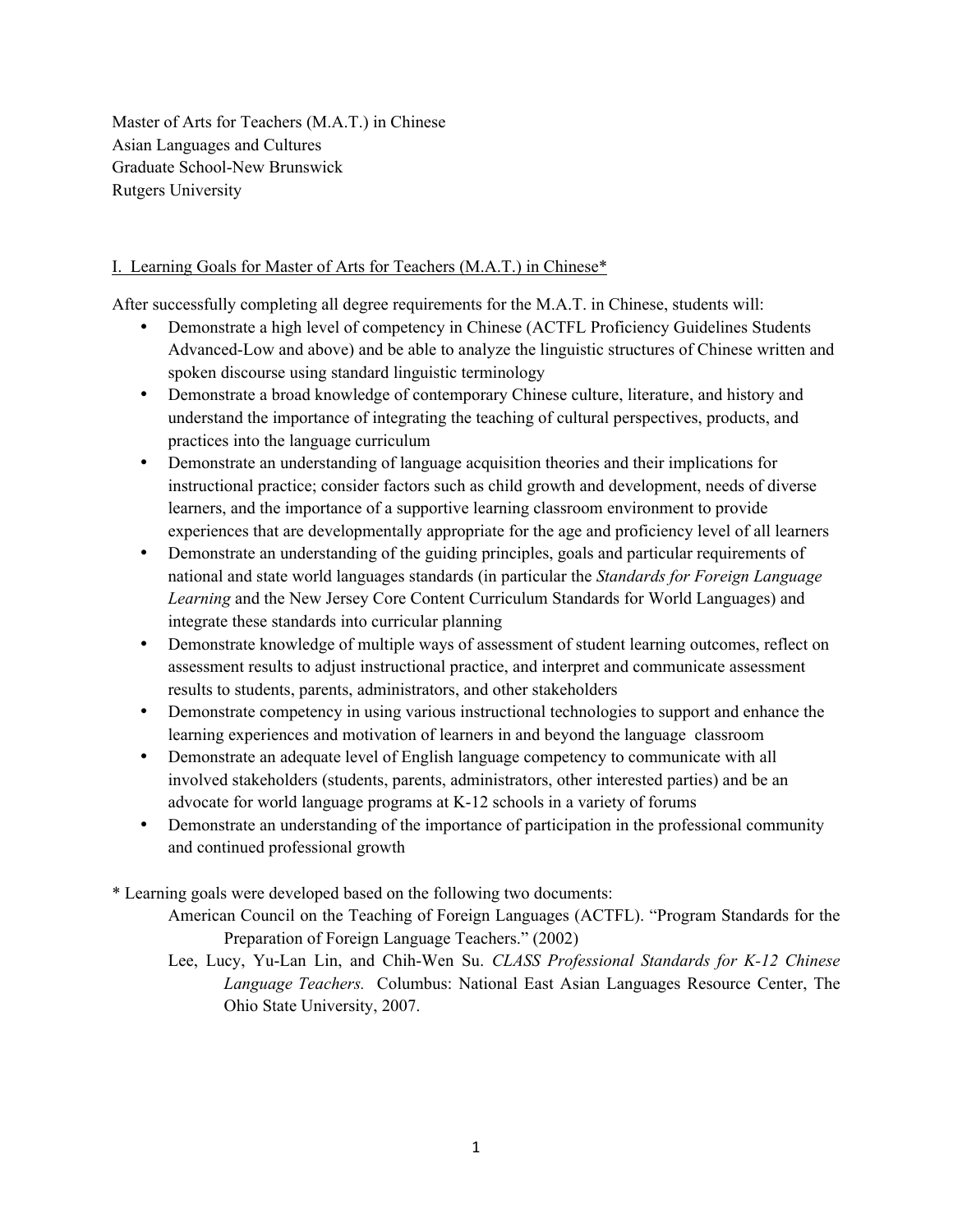Master of Arts for Teachers (M.A.T.) in Chinese
Asian Languages and Cultures
Graduate School-New Brunswick
Rutgers University

## I. Learning Goals for Master of Arts for Teachers (M.A.T.) in Chinese*

After successfully completing all degree requirements for the M.A.T. in Chinese, students will:

- Demonstrate a high level of competency in Chinese (ACTFL Proficiency Guidelines Students Advanced-Low and above) and be able to analyze the linguistic structures of Chinese written and spoken discourse using standard linguistic terminology
- Demonstrate a broad knowledge of contemporary Chinese culture, literature, and history and understand the importance of integrating the teaching of cultural perspectives, products, and practices into the language curriculum
- Demonstrate an understanding of language acquisition theories and their implications for instructional practice; consider factors such as child growth and development, needs of diverse learners, and the importance of a supportive learning classroom environment to provide experiences that are developmentally appropriate for the age and proficiency level of all learners
- Demonstrate an understanding of the guiding principles, goals and particular requirements of national and state world languages standards (in particular the *Standards for Foreign Language Learning* and the New Jersey Core Content Curriculum Standards for World Languages) and integrate these standards into curricular planning
- Demonstrate knowledge of multiple ways of assessment of student learning outcomes, reflect on assessment results to adjust instructional practice, and interpret and communicate assessment results to students, parents, administrators, and other stakeholders
- Demonstrate competency in using various instructional technologies to support and enhance the learning experiences and motivation of learners in and beyond the language classroom
- Demonstrate an adequate level of English language competency to communicate with all involved stakeholders (students, parents, administrators, other interested parties) and be an advocate for world language programs at K-12 schools in a variety of forums
- Demonstrate an understanding of the importance of participation in the professional community and continued professional growth

* Learning goals were developed based on the following two documents:

American Council on the Teaching of Foreign Languages (ACTFL). "Program Standards for the Preparation of Foreign Language Teachers." (2002)

Lee, Lucy, Yu-Lan Lin, and Chih-Wen Su. *CLASS Professional Standards for K-12 Chinese Language Teachers.* Columbus: National East Asian Languages Resource Center, The Ohio State University, 2007.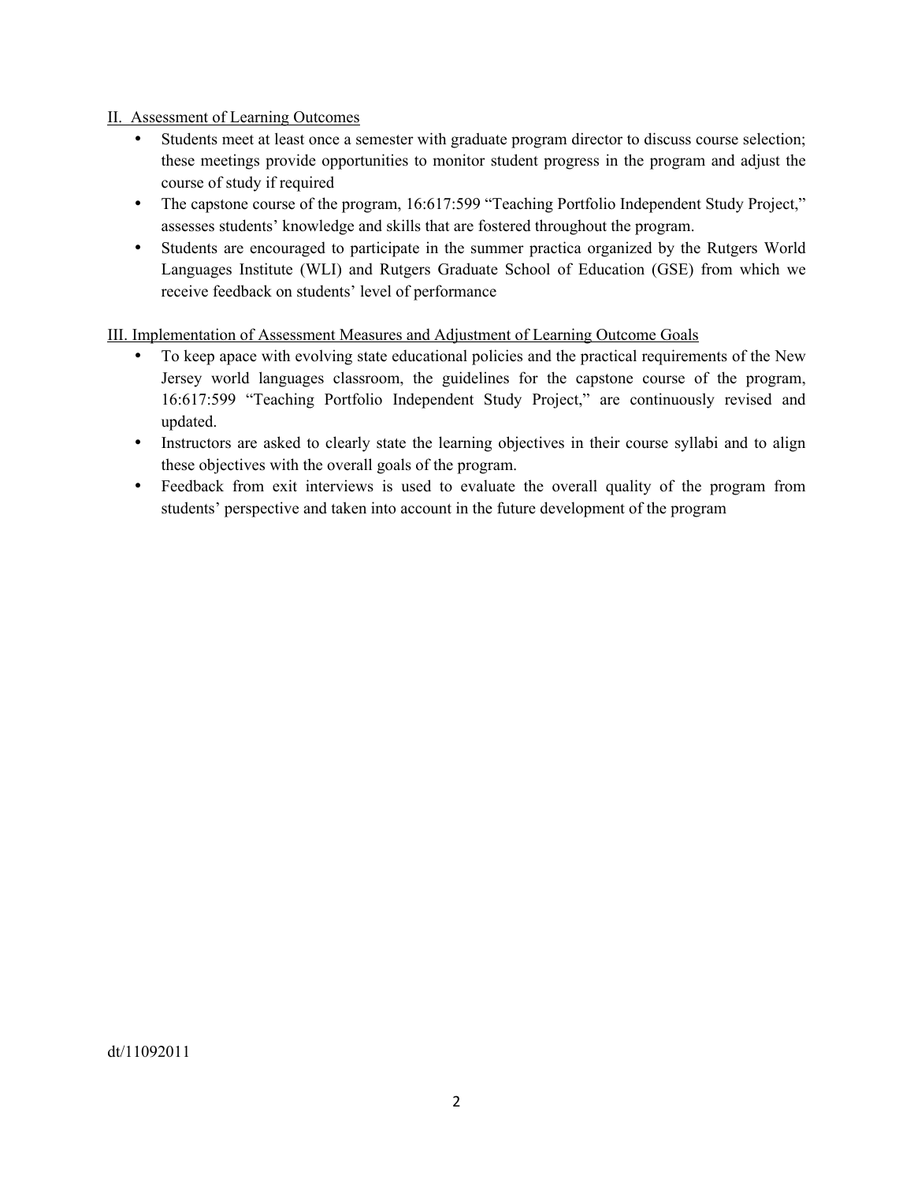## II. Assessment of Learning Outcomes

- Students meet at least once a semester with graduate program director to discuss course selection; these meetings provide opportunities to monitor student progress in the program and adjust the course of study if required
- The capstone course of the program, 16:617:599 "Teaching Portfolio Independent Study Project," assesses students' knowledge and skills that are fostered throughout the program.
- Students are encouraged to participate in the summer practica organized by the Rutgers World Languages Institute (WLI) and Rutgers Graduate School of Education (GSE) from which we receive feedback on students' level of performance

## III. Implementation of Assessment Measures and Adjustment of Learning Outcome Goals

- To keep apace with evolving state educational policies and the practical requirements of the New Jersey world languages classroom, the guidelines for the capstone course of the program, 16:617:599 "Teaching Portfolio Independent Study Project," are continuously revised and updated.
- Instructors are asked to clearly state the learning objectives in their course syllabi and to align these objectives with the overall goals of the program.
- Feedback from exit interviews is used to evaluate the overall quality of the program from students' perspective and taken into account in the future development of the program

dt/11092011